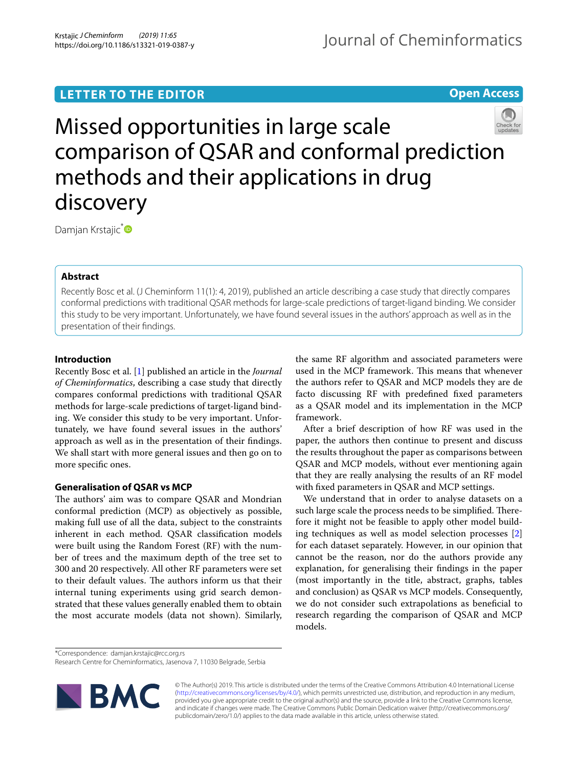LETTER TO THE EDITOR

Open Access

# Missed opportunities in large scale comparison of QSAR and conformal prediction methods and their applications in drug discovery

Damjan Krstajic*

## Abstract

Recently Bosc et al. (J Cheminform 11(1): 4, 2019), published an article describing a case study that directly compares conformal predictions with traditional QSAR methods for large-scale predictions of target-ligand binding. We consider this study to be very important. Unfortunately, we have found several issues in the authors' approach as well as in the presentation of their findings.

## Introduction

Recently Bosc et al. [1] published an article in the *Journal of Cheminformatics*, describing a case study that directly compares conformal predictions with traditional QSAR methods for large-scale predictions of target-ligand binding. We consider this study to be very important. Unfortunately, we have found several issues in the authors' approach as well as in the presentation of their findings. We shall start with more general issues and then go on to more specific ones.

## Generalisation of QSAR vs MCP

The authors' aim was to compare QSAR and Mondrian conformal prediction (MCP) as objectively as possible, making full use of all the data, subject to the constraints inherent in each method. QSAR classification models were built using the Random Forest (RF) with the number of trees and the maximum depth of the tree set to 300 and 20 respectively. All other RF parameters were set to their default values. The authors inform us that their internal tuning experiments using grid search demonstrated that these values generally enabled them to obtain the most accurate models (data not shown). Similarly, the same RF algorithm and associated parameters were used in the MCP framework. This means that whenever the authors refer to QSAR and MCP models they are de facto discussing RF with predefined fixed parameters as a QSAR model and its implementation in the MCP framework.

After a brief description of how RF was used in the paper, the authors then continue to present and discuss the results throughout the paper as comparisons between QSAR and MCP models, without ever mentioning again that they are really analysing the results of an RF model with fixed parameters in QSAR and MCP settings.

We understand that in order to analyse datasets on a such large scale the process needs to be simplified. Therefore it might not be feasible to apply other model building techniques as well as model selection processes [2] for each dataset separately. However, in our opinion that cannot be the reason, nor do the authors provide any explanation, for generalising their findings in the paper (most importantly in the title, abstract, graphs, tables and conclusion) as QSAR vs MCP models. Consequently, we do not consider such extrapolations as beneficial to research regarding the comparison of QSAR and MCP models.

*Correspondence: damjan.krstajic@rcc.org.rs
Research Centre for Cheminformatics, Jasenova 7, 11030 Belgrade, Serbia

© The Author(s) 2019. This article is distributed under the terms of the Creative Commons Attribution 4.0 International License (http://creativecommons.org/licenses/by/4.0/), which permits unrestricted use, distribution, and reproduction in any medium, provided you give appropriate credit to the original author(s) and the source, provide a link to the Creative Commons license, and indicate if changes were made. The Creative Commons Public Domain Dedication waiver (http://creativecommons.org/publicdomain/zero/1.0/) applies to the data made available in this article, unless otherwise stated.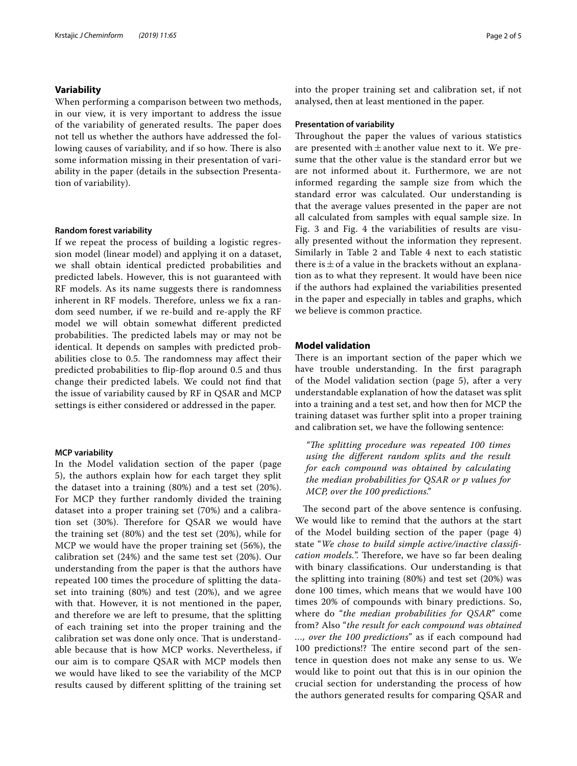## Variability

When performing a comparison between two methods, in our view, it is very important to address the issue of the variability of generated results. The paper does not tell us whether the authors have addressed the following causes of variability, and if so how. There is also some information missing in their presentation of variability in the paper (details in the subsection Presentation of variability).

### Random forest variability

If we repeat the process of building a logistic regression model (linear model) and applying it on a dataset, we shall obtain identical predicted probabilities and predicted labels. However, this is not guaranteed with RF models. As its name suggests there is randomness inherent in RF models. Therefore, unless we fix a random seed number, if we re-build and re-apply the RF model we will obtain somewhat different predicted probabilities. The predicted labels may or may not be identical. It depends on samples with predicted probabilities close to 0.5. The randomness may affect their predicted probabilities to flip-flop around 0.5 and thus change their predicted labels. We could not find that the issue of variability caused by RF in QSAR and MCP settings is either considered or addressed in the paper.

### MCP variability

In the Model validation section of the paper (page 5), the authors explain how for each target they split the dataset into a training (80%) and a test set (20%). For MCP they further randomly divided the training dataset into a proper training set (70%) and a calibration set (30%). Therefore for QSAR we would have the training set (80%) and the test set (20%), while for MCP we would have the proper training set (56%), the calibration set (24%) and the same test set (20%). Our understanding from the paper is that the authors have repeated 100 times the procedure of splitting the dataset into training (80%) and test (20%), and we agree with that. However, it is not mentioned in the paper, and therefore we are left to presume, that the splitting of each training set into the proper training and the calibration set was done only once. That is understandable because that is how MCP works. Nevertheless, if our aim is to compare QSAR with MCP models then we would have liked to see the variability of the MCP results caused by different splitting of the training set into the proper training set and calibration set, if not analysed, then at least mentioned in the paper.

### Presentation of variability

Throughout the paper the values of various statistics are presented with ± another value next to it. We presume that the other value is the standard error but we are not informed about it. Furthermore, we are not informed regarding the sample size from which the standard error was calculated. Our understanding is that the average values presented in the paper are not all calculated from samples with equal sample size. In Fig. 3 and Fig. 4 the variabilities of results are visually presented without the information they represent. Similarly in Table 2 and Table 4 next to each statistic there is ± of a value in the brackets without an explanation as to what they represent. It would have been nice if the authors had explained the variabilities presented in the paper and especially in tables and graphs, which we believe is common practice.

## Model validation

There is an important section of the paper which we have trouble understanding. In the first paragraph of the Model validation section (page 5), after a very understandable explanation of how the dataset was split into a training and a test set, and how then for MCP the training dataset was further split into a proper training and calibration set, we have the following sentence:

> *"The splitting procedure was repeated 100 times using the different random splits and the result for each compound was obtained by calculating the median probabilities for QSAR or p values for MCP, over the 100 predictions."*

The second part of the above sentence is confusing. We would like to remind that the authors at the start of the Model building section of the paper (page 4) state "*We chose to build simple active/inactive classification models.*". Therefore, we have so far been dealing with binary classifications. Our understanding is that the splitting into training (80%) and test set (20%) was done 100 times, which means that we would have 100 times 20% of compounds with binary predictions. So, where do "*the median probabilities for QSAR*" come from? Also "*the result for each compound was obtained …, over the 100 predictions*" as if each compound had 100 predictions!? The entire second part of the sentence in question does not make any sense to us. We would like to point out that this is in our opinion the crucial section for understanding the process of how the authors generated results for comparing QSAR and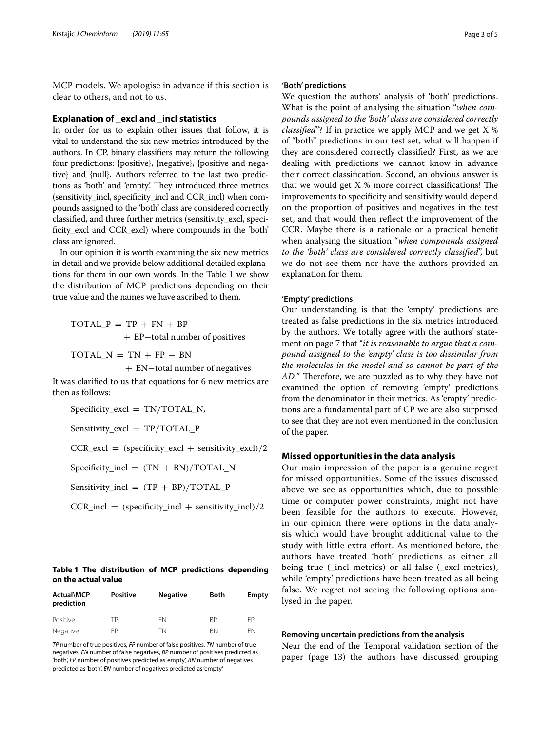MCP models. We apologise in advance if this section is clear to others, and not to us.

## Explanation of _excl and _incl statistics

In order for us to explain other issues that follow, it is vital to understand the six new metrics introduced by the authors. In CP, binary classifiers may return the following four predictions: {positive}, {negative}, {positive and negative} and {null}. Authors referred to the last two predictions as 'both' and 'empty'. They introduced three metrics (sensitivity_incl, specificity_incl and CCR_incl) when compounds assigned to the 'both' class are considered correctly classified, and three further metrics (sensitivity_excl, specificity_excl and CCR_excl) where compounds in the 'both' class are ignored.

In our opinion it is worth examining the six new metrics in detail and we provide below additional detailed explanations for them in our own words. In the Table 1 we show the distribution of MCP predictions depending on their true value and the names we have ascribed to them.

$$\text{TOTAL\_P} = \text{TP} + \text{FN} + \text{BP} + \text{EP} - \text{total number of positives}$$

$$\text{TOTAL\_N} = \text{TN} + \text{FP} + \text{BN} + \text{EN} - \text{total number of negatives}$$

It was clarified to us that equations for 6 new metrics are then as follows:

$$\text{Specificity\_excl} = \text{TN}/\text{TOTAL\_N},$$

$$\text{Sensitivity\_excl} = \text{TP}/\text{TOTAL\_P}$$

$$\text{CCR\_excl} = (\text{specificity\_excl} + \text{sensitivity\_excl})/2$$

$$\text{Specificity\_incl} = (\text{TN} + \text{BN})/\text{TOTAL\_N}$$

$$\text{Sensitivity\_incl} = (\text{TP} + \text{BP})/\text{TOTAL\_P}$$

$$\text{CCR\_incl} = (\text{specificity\_incl} + \text{sensitivity\_incl})/2$$

**Table 1 The distribution of MCP predictions depending on the actual value**

| Actual\MCP prediction | Positive | Negative | Both | Empty |
| --- | --- | --- | --- | --- |
| Positive | TP | FN | BP | EP |
| Negative | FP | TN | BN | EN |

*TP* number of true positives, *FP* number of false positives, *TN* number of true negatives, *FN* number of false negatives, *BP* number of positives predicted as 'both', *EP* number of positives predicted as 'empty', *BN* number of negatives predicted as 'both', *EN* number of negatives predicted as 'empty'

#### 'Both' predictions

We question the authors' analysis of 'both' predictions. What is the point of analysing the situation "*when compounds assigned to the 'both' class are considered correctly classified*"? If in practice we apply MCP and we get X % of "both" predictions in our test set, what will happen if they are considered correctly classified? First, as we are dealing with predictions we cannot know in advance their correct classification. Second, an obvious answer is that we would get X % more correct classifications! The improvements to specificity and sensitivity would depend on the proportion of positives and negatives in the test set, and that would then reflect the improvement of the CCR. Maybe there is a rationale or a practical benefit when analysing the situation "*when compounds assigned to the 'both' class are considered correctly classified*", but we do not see them nor have the authors provided an explanation for them.

#### 'Empty' predictions

Our understanding is that the 'empty' predictions are treated as false predictions in the six metrics introduced by the authors. We totally agree with the authors' statement on page 7 that "*it is reasonable to argue that a compound assigned to the 'empty' class is too dissimilar from the molecules in the model and so cannot be part of the AD.*" Therefore, we are puzzled as to why they have not examined the option of removing 'empty' predictions from the denominator in their metrics. As 'empty' predictions are a fundamental part of CP we are also surprised to see that they are not even mentioned in the conclusion of the paper.

## Missed opportunities in the data analysis

Our main impression of the paper is a genuine regret for missed opportunities. Some of the issues discussed above we see as opportunities which, due to possible time or computer power constraints, might not have been feasible for the authors to execute. However, in our opinion there were options in the data analysis which would have brought additional value to the study with little extra effort. As mentioned before, the authors have treated 'both' predictions as either all being true (_incl metrics) or all false (_excl metrics), while 'empty' predictions have been treated as all being false. We regret not seeing the following options analysed in the paper.

#### Removing uncertain predictions from the analysis

Near the end of the Temporal validation section of the paper (page 13) the authors have discussed grouping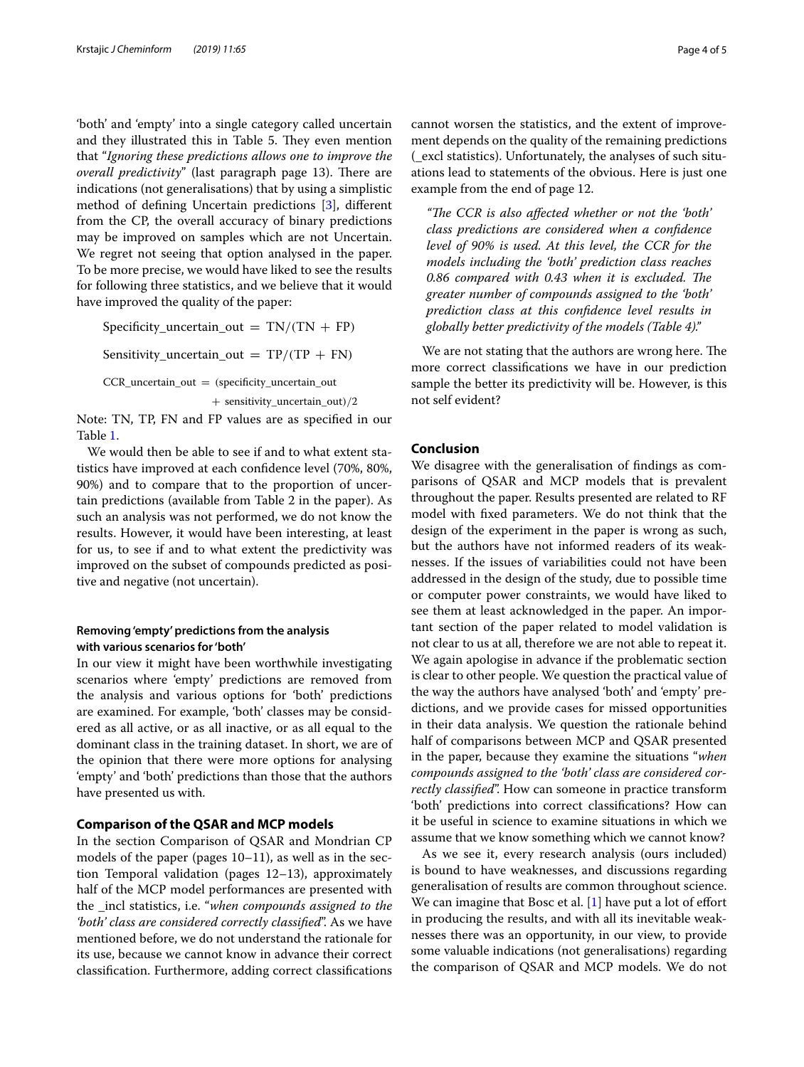'both' and 'empty' into a single category called uncertain and they illustrated this in Table 5. They even mention that "*Ignoring these predictions allows one to improve the overall predictivity*" (last paragraph page 13). There are indications (not generalisations) that by using a simplistic method of defining Uncertain predictions [3], different from the CP, the overall accuracy of binary predictions may be improved on samples which are not Uncertain. We regret not seeing that option analysed in the paper. To be more precise, we would have liked to see the results for following three statistics, and we believe that it would have improved the quality of the paper:

$$\text{Specificity\_uncertain\_out} = \text{TN}/(\text{TN} + \text{FP})$$

$$\text{Sensitivity\_uncertain\_out} = \text{TP}/(\text{TP} + \text{FN})$$

$$\text{CCR\_uncertain\_out} = (\text{specificity\_uncertain\_out} + \text{sensitivity\_uncertain\_out})/2$$

Note: TN, TP, FN and FP values are as specified in our Table 1.

We would then be able to see if and to what extent statistics have improved at each confidence level (70%, 80%, 90%) and to compare that to the proportion of uncertain predictions (available from Table 2 in the paper). As such an analysis was not performed, we do not know the results. However, it would have been interesting, at least for us, to see if and to what extent the predictivity was improved on the subset of compounds predicted as positive and negative (not uncertain).

### Removing 'empty' predictions from the analysis with various scenarios for 'both'

In our view it might have been worthwhile investigating scenarios where 'empty' predictions are removed from the analysis and various options for 'both' predictions are examined. For example, 'both' classes may be considered as all active, or as all inactive, or as all equal to the dominant class in the training dataset. In short, we are of the opinion that there were more options for analysing 'empty' and 'both' predictions than those that the authors have presented us with.

## Comparison of the QSAR and MCP models

In the section Comparison of QSAR and Mondrian CP models of the paper (pages 10–11), as well as in the section Temporal validation (pages 12–13), approximately half of the MCP model performances are presented with the _incl statistics, i.e. "*when compounds assigned to the 'both' class are considered correctly classified*". As we have mentioned before, we do not understand the rationale for its use, because we cannot know in advance their correct classification. Furthermore, adding correct classifications cannot worsen the statistics, and the extent of improvement depends on the quality of the remaining predictions (_excl statistics). Unfortunately, the analyses of such situations lead to statements of the obvious. Here is just one example from the end of page 12.

> "*The CCR is also affected whether or not the 'both' class predictions are considered when a confidence level of 90% is used. At this level, the CCR for the models including the 'both' prediction class reaches 0.86 compared with 0.43 when it is excluded. The greater number of compounds assigned to the 'both' prediction class at this confidence level results in globally better predictivity of the models (Table 4).*"

We are not stating that the authors are wrong here. The more correct classifications we have in our prediction sample the better its predictivity will be. However, is this not self evident?

## Conclusion

We disagree with the generalisation of findings as comparisons of QSAR and MCP models that is prevalent throughout the paper. Results presented are related to RF model with fixed parameters. We do not think that the design of the experiment in the paper is wrong as such, but the authors have not informed readers of its weaknesses. If the issues of variabilities could not have been addressed in the design of the study, due to possible time or computer power constraints, we would have liked to see them at least acknowledged in the paper. An important section of the paper related to model validation is not clear to us at all, therefore we are not able to repeat it. We again apologise in advance if the problematic section is clear to other people. We question the practical value of the way the authors have analysed 'both' and 'empty' predictions, and we provide cases for missed opportunities in their data analysis. We question the rationale behind half of comparisons between MCP and QSAR presented in the paper, because they examine the situations "*when compounds assigned to the 'both' class are considered correctly classified*". How can someone in practice transform 'both' predictions into correct classifications? How can it be useful in science to examine situations in which we assume that we know something which we cannot know?

As we see it, every research analysis (ours included) is bound to have weaknesses, and discussions regarding generalisation of results are common throughout science. We can imagine that Bosc et al. [1] have put a lot of effort in producing the results, and with all its inevitable weaknesses there was an opportunity, in our view, to provide some valuable indications (not generalisations) regarding the comparison of QSAR and MCP models. We do not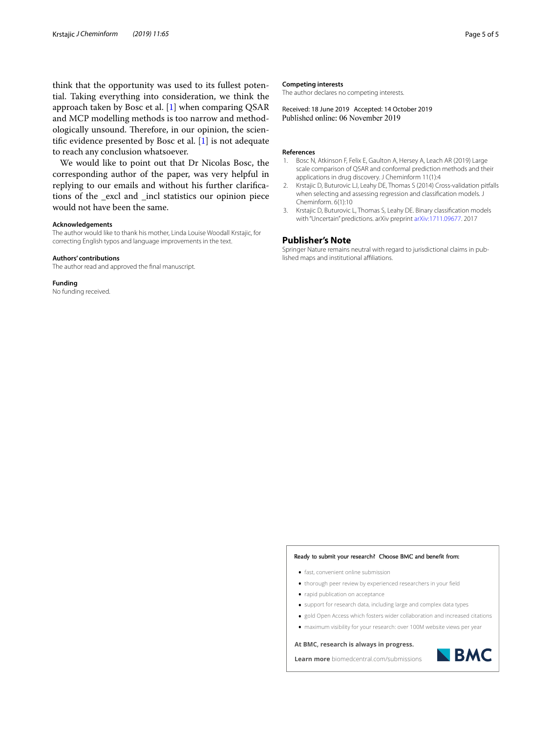think that the opportunity was used to its fullest potential. Taking everything into consideration, we think the approach taken by Bosc et al. [1] when comparing QSAR and MCP modelling methods is too narrow and methodologically unsound. Therefore, in our opinion, the scientific evidence presented by Bosc et al. [1] is not adequate to reach any conclusion whatsoever.

We would like to point out that Dr Nicolas Bosc, the corresponding author of the paper, was very helpful in replying to our emails and without his further clarifications of the _excl and _incl statistics our opinion piece would not have been the same.

#### Acknowledgements
The author would like to thank his mother, Linda Louise Woodall Krstajic, for correcting English typos and language improvements in the text.

#### Authors' contributions
The author read and approved the final manuscript.

#### Funding
No funding received.

#### Competing interests
The author declares no competing interests.

Received: 18 June 2019 Accepted: 14 October 2019
Published online: 06 November 2019

#### References
1. Bosc N, Atkinson F, Felix E, Gaulton A, Hersey A, Leach AR (2019) Large scale comparison of QSAR and conformal prediction methods and their applications in drug discovery. J Cheminform 11(1):4
2. Krstajic D, Buturovic LJ, Leahy DE, Thomas S (2014) Cross-validation pitfalls when selecting and assessing regression and classification models. J Cheminform. 6(1):10
3. Krstajic D, Buturovic L, Thomas S, Leahy DE. Binary classification models with "Uncertain" predictions. arXiv preprint arXiv:1711.09677. 2017

## Publisher's Note
Springer Nature remains neutral with regard to jurisdictional claims in published maps and institutional affiliations.

Ready to submit your research? Choose BMC and benefit from:

- fast, convenient online submission
- thorough peer review by experienced researchers in your field
- rapid publication on acceptance
- support for research data, including large and complex data types
- gold Open Access which fosters wider collaboration and increased citations
- maximum visibility for your research: over 100M website views per year

**At BMC, research is always in progress.**

**Learn more** biomedcentral.com/submissions